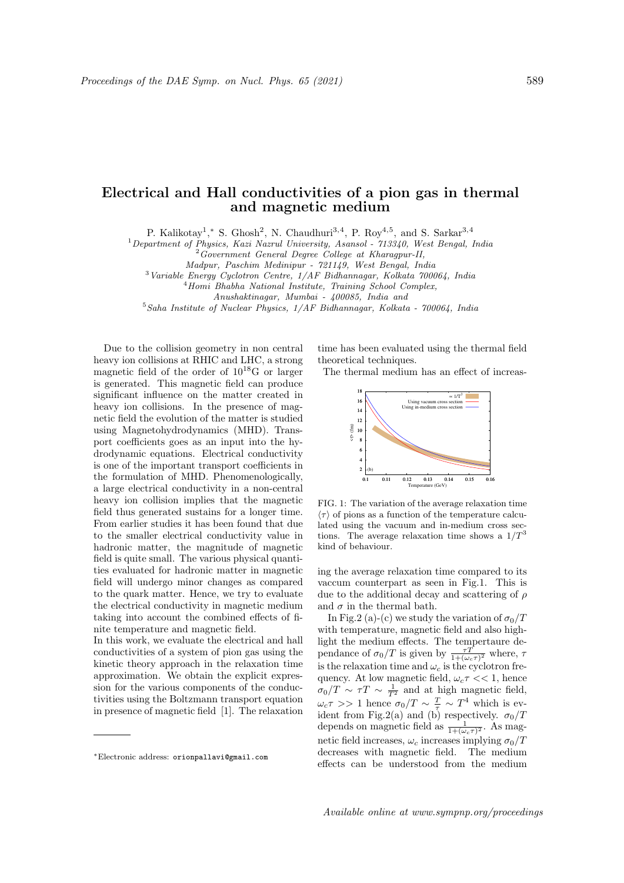# Electrical and Hall conductivities of a pion gas in thermal and magnetic medium

P. Kalikotay[1],* S. Ghosh[2], N. Chaudhuri[3,4], P. Roy[4,5], and S. Sarkar[3,4]

[1]*Department of Physics, Kazi Nazrul University, Asansol - 713340, West Bengal, India*
[2]*Government General Degree College at Kharagpur-II, Madpur, Paschim Medinipur - 721149, West Bengal, India*
[3]*Variable Energy Cyclotron Centre, 1/AF Bidhannagar, Kolkata 700064, India*
[4]*Homi Bhabha National Institute, Training School Complex, Anushaktinagar, Mumbai - 400085, India and*
[5]*Saha Institute of Nuclear Physics, 1/AF Bidhannagar, Kolkata - 700064, India*

Due to the collision geometry in non central heavy ion collisions at RHIC and LHC, a strong magnetic field of the order of $10^{18}$G or larger is generated. This magnetic field can produce significant influence on the matter created in heavy ion collisions. In the presence of magnetic field the evolution of the matter is studied using Magnetohydrodynamics (MHD). Transport coefficients goes as an input into the hydrodynamic equations. Electrical conductivity is one of the important transport coefficients in the formulation of MHD. Phenomenologically, a large electrical conductivity in a non-central heavy ion collision implies that the magnetic field thus generated sustains for a longer time. From earlier studies it has been found that due to the smaller electrical conductivity value in hadronic matter, the magnitude of magnetic field is quite small. The various physical quantities evaluated for hadronic matter in magnetic field will undergo minor changes as compared to the quark matter. Hence, we try to evaluate the electrical conductivity in magnetic medium taking into account the combined effects of finite temperature and magnetic field.

In this work, we evaluate the electrical and hall conductivities of a system of pion gas using the kinetic theory approach in the relaxation time approximation. We obtain the explicit expression for the various components of the conductivities using the Boltzmann transport equation in presence of magnetic field [1]. The relaxation time has been evaluated using the thermal field theoretical techniques.

The thermal medium has an effect of increasing the average relaxation time compared to its vaccum counterpart as seen in Fig.1. This is due to the additional decay and scattering of $\rho$ and $\sigma$ in the thermal bath.

FIG. 1: The variation of the average relaxation time $\langle\tau\rangle$ of pions as a function of the temperature calculated using the vacuum and in-medium cross sections. The average relaxation time shows a $1/T^3$ kind of behaviour.

In Fig.2 (a)-(c) we study the variation of $\sigma_0/T$ with temperature, magnetic field and also highlight the medium effects. The tempertaure dependance of $\sigma_0/T$ is given by $\frac{\tau T}{1+(\omega_c\tau)^2}$ where, $\tau$ is the relaxation time and $\omega_c$ is the cyclotron frequency. At low magnetic field, $\omega_c\tau << 1$, hence $\sigma_0/T \sim \tau T \sim \frac{1}{T^2}$ and at high magnetic field, $\omega_c\tau >> 1$ hence $\sigma_0/T \sim \frac{T}{\tau} \sim T^4$ which is evident from Fig.2(a) and (b) respectively. $\sigma_0/T$ depends on magnetic field as $\frac{1}{1+(\omega_c\tau)^2}$. As magnetic field increases, $\omega_c$ increases implying $\sigma_0/T$ decreases with magnetic field. The medium effects can be understood from the medium

---

*Electronic address: orionpallavi@gmail.com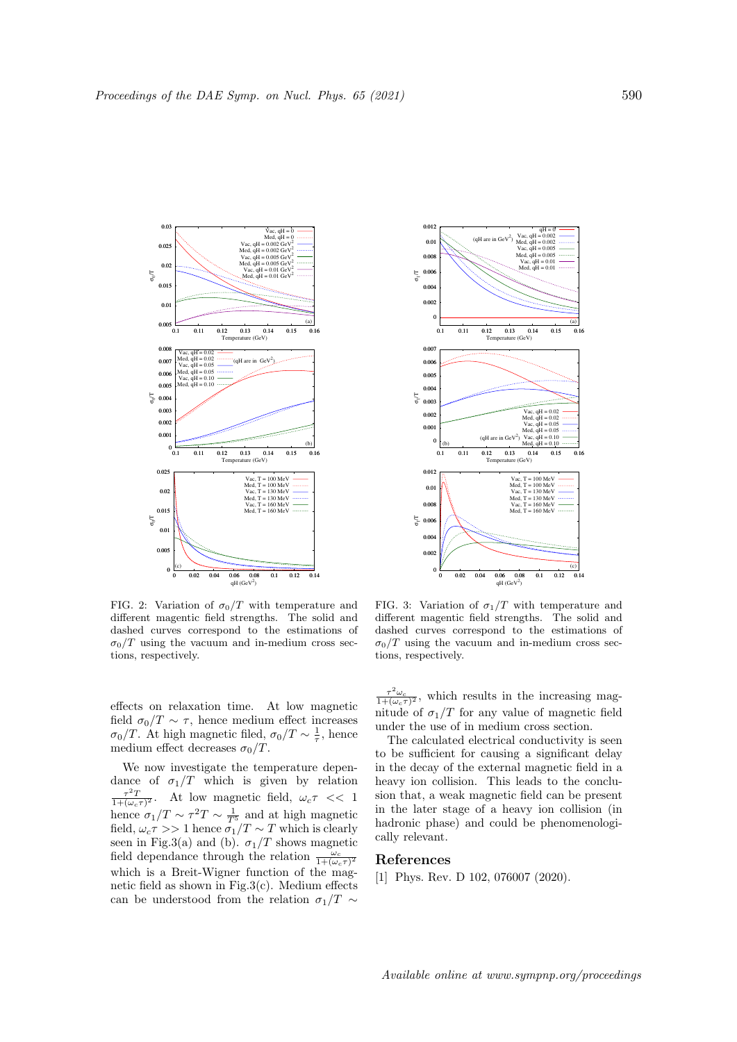(a)
0.03
0.025
0.02
0.015
0.01
0.005
$\sigma_0/T$
0.1 0.11 0.12 0.13 0.14 0.15 0.16
Temperature (GeV)
Vac, qH = 0
Med, qH = 0
Vac, qH = 0.002 GeV$^2$
Med, qH = 0.002 GeV$^2$
Vac, qH = 0.005 GeV$^2$
Med, qH = 0.005 GeV$^2$
Vac, qH = 0.01 GeV$^2$
Med, qH = 0.01 GeV$^2$

(b)
0.008
0.007
0.006
0.005
0.004
0.003
0.002
0.001
0
$\sigma_0/T$
0.1 0.11 0.12 0.13 0.14 0.15 0.16
Temperature (GeV)
Vac, qH = 0.02
Med, qH = 0.02
Vac, qH = 0.05
Med, qH = 0.05
Vac, qH = 0.10
Med, qH = 0.10
(qH are in GeV$^2$)

(c)
0.025
0.02
0.015
0.01
0.005
0
$\sigma_0/T$
0 0.02 0.04 0.06 0.08 0.1 0.12 0.14
qH (GeV$^2$)
Vac, T = 100 MeV
Med, T = 100 MeV
Vac, T = 130 MeV
Med, T = 130 MeV
Vac, T = 160 MeV
Med, T = 160 MeV

FIG. 2: Variation of $\sigma_0/T$ with temperature and different magentic field strengths. The solid and dashed curves correspond to the estimations of $\sigma_0/T$ using the vacuum and in-medium cross sections, respectively.

(a)
0.012
0.01
0.008
0.006
0.004
0.002
0
$\sigma_1/T$
0.1 0.11 0.12 0.13 0.14 0.15 0.16
Temperature (GeV)
(qH are in GeV$^2$)
qH = 0
Vac, qH = 0.002
Med, qH = 0.002
Vac, qH = 0.005
Med, qH = 0.005
Vac, qH = 0.01
Med, qH = 0.01

(b)
0.007
0.006
0.005
0.004
0.003
0.002
0.001
0
$\sigma_1/T$
0.1 0.11 0.12 0.13 0.14 0.15 0.16
Temperature (GeV)
Vac, qH = 0.02
Med, qH = 0.02
Vac, qH = 0.05
Med, qH = 0.05
(qH are in GeV$^2$) Vac, qH = 0.10
Med, qH = 0.10

(c)
0.012
0.01
0.008
0.006
0.004
0.002
0
$\sigma_1/T$
0 0.02 0.04 0.06 0.08 0.1 0.12 0.14
qH (GeV$^2$)
Vac, T = 100 MeV
Med, T = 100 MeV
Vac, T = 130 MeV
Med, T = 130 MeV
Vac, T = 160 MeV
Med, T = 160 MeV

FIG. 3: Variation of $\sigma_1/T$ with temperature and different magentic field strengths. The solid and dashed curves correspond to the estimations of $\sigma_0/T$ using the vacuum and in-medium cross sections, respectively.

effects on relaxation time. At low magnetic field $\sigma_0/T \sim \tau$, hence medium effect increases $\sigma_0/T$. At high magnetic filed, $\sigma_0/T \sim \frac{1}{\tau}$, hence medium effect decreases $\sigma_0/T$.

We now investigate the temperature dependance of $\sigma_1/T$ which is given by relation $\frac{\tau^2 T}{1+(\omega_c\tau)^2}$. At low magnetic field, $\omega_c\tau << 1$ hence $\sigma_1/T \sim \tau^2 T \sim \frac{1}{T^5}$ and at high magnetic field, $\omega_c\tau >> 1$ hence $\sigma_1/T \sim T$ which is clearly seen in Fig.3(a) and (b). $\sigma_1/T$ shows magnetic field dependance through the relation $\frac{\omega_c}{1+(\omega_c\tau)^2}$ which is a Breit-Wigner function of the magnetic field as shown in Fig.3(c). Medium effects can be understood from the relation $\sigma_1/T \sim \frac{\tau^2\omega_c}{1+(\omega_c\tau)^2}$, which results in the increasing magnitude of $\sigma_1/T$ for any value of magnetic field under the use of in medium cross section.

The calculated electrical conductivity is seen to be sufficient for causing a significant delay in the decay of the external magnetic field in a heavy ion collision. This leads to the conclusion that, a weak magnetic field can be present in the later stage of a heavy ion collision (in hadronic phase) and could be phenomenologically relevant.

## References

[1] Phys. Rev. D 102, 076007 (2020).